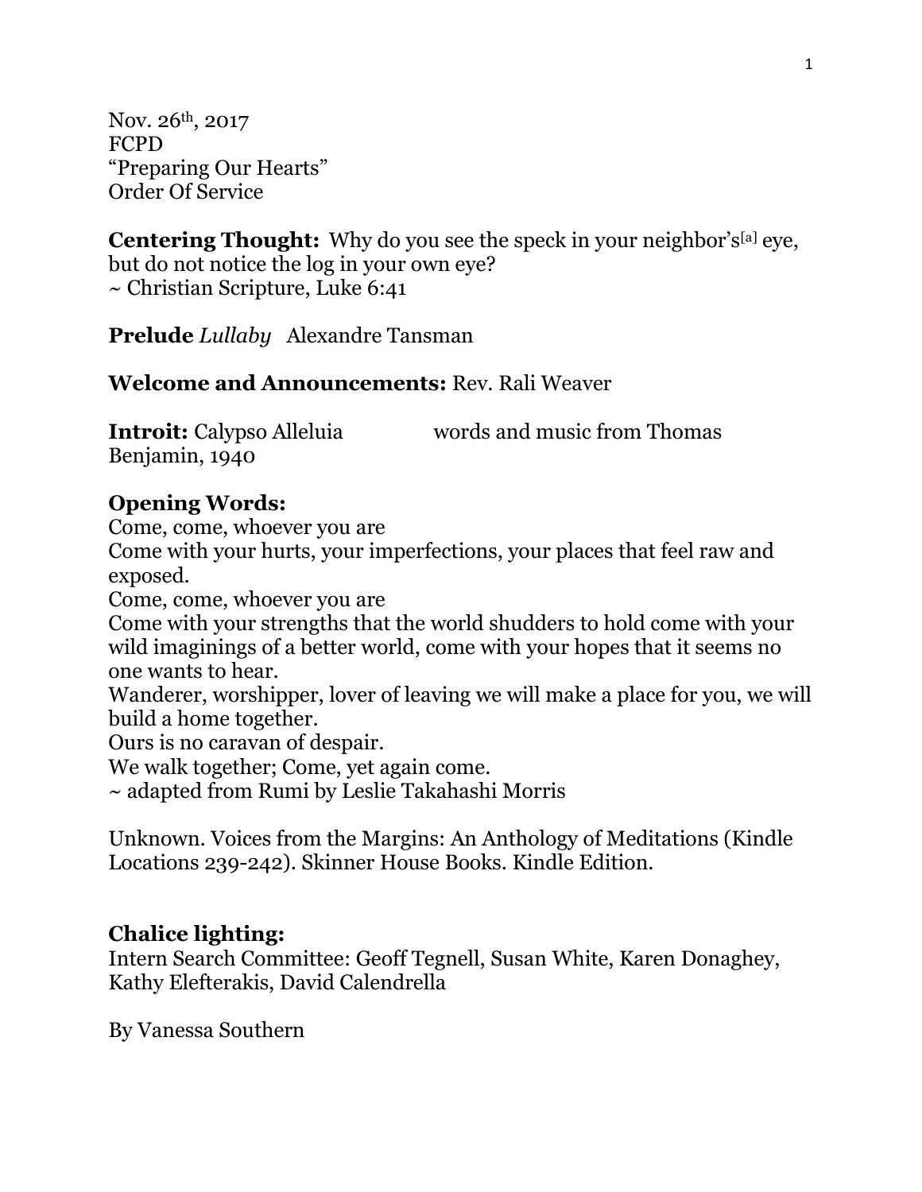Nov. 26th, 2017  
FCPD  
"Preparing Our Hearts"  
Order Of Service

**Centering Thought:** Why do you see the speck in your neighbor's[a] eye, but do not notice the log in your own eye?  
~ Christian Scripture, Luke 6:41

**Prelude** *Lullaby* Alexandre Tansman

**Welcome and Announcements:** Rev. Rali Weaver

**Introit:** Calypso Alleluia words and music from Thomas Benjamin, 1940

**Opening Words:**  
Come, come, whoever you are  
Come with your hurts, your imperfections, your places that feel raw and exposed.  
Come, come, whoever you are  
Come with your strengths that the world shudders to hold come with your wild imaginings of a better world, come with your hopes that it seems no one wants to hear.  
Wanderer, worshipper, lover of leaving we will make a place for you, we will build a home together.  
Ours is no caravan of despair.  
We walk together; Come, yet again come.  
~ adapted from Rumi by Leslie Takahashi Morris

Unknown. Voices from the Margins: An Anthology of Meditations (Kindle Locations 239-242). Skinner House Books. Kindle Edition.

**Chalice lighting:**  
Intern Search Committee: Geoff Tegnell, Susan White, Karen Donaghey, Kathy Elefterakis, David Calendrella

By Vanessa Southern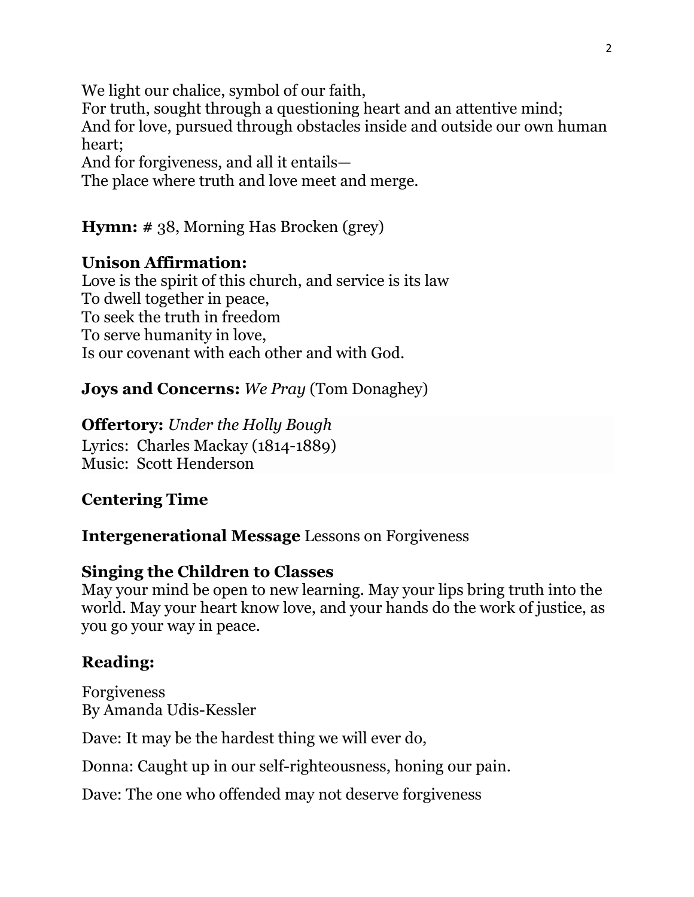We light our chalice, symbol of our faith,
For truth, sought through a questioning heart and an attentive mind;
And for love, pursued through obstacles inside and outside our own human heart;
And for forgiveness, and all it entails—
The place where truth and love meet and merge.

**Hymn:** # 38, Morning Has Brocken (grey)

**Unison Affirmation:**
Love is the spirit of this church, and service is its law
To dwell together in peace,
To seek the truth in freedom
To serve humanity in love,
Is our covenant with each other and with God.

**Joys and Concerns:** *We Pray* (Tom Donaghey)

**Offertory:** *Under the Holly Bough*
Lyrics: Charles Mackay (1814-1889)
Music: Scott Henderson

**Centering Time**

**Intergenerational Message** Lessons on Forgiveness

**Singing the Children to Classes**
May your mind be open to new learning. May your lips bring truth into the world. May your heart know love, and your hands do the work of justice, as you go your way in peace.

**Reading:**

Forgiveness
By Amanda Udis-Kessler

Dave: It may be the hardest thing we will ever do,

Donna: Caught up in our self-righteousness, honing our pain.

Dave: The one who offended may not deserve forgiveness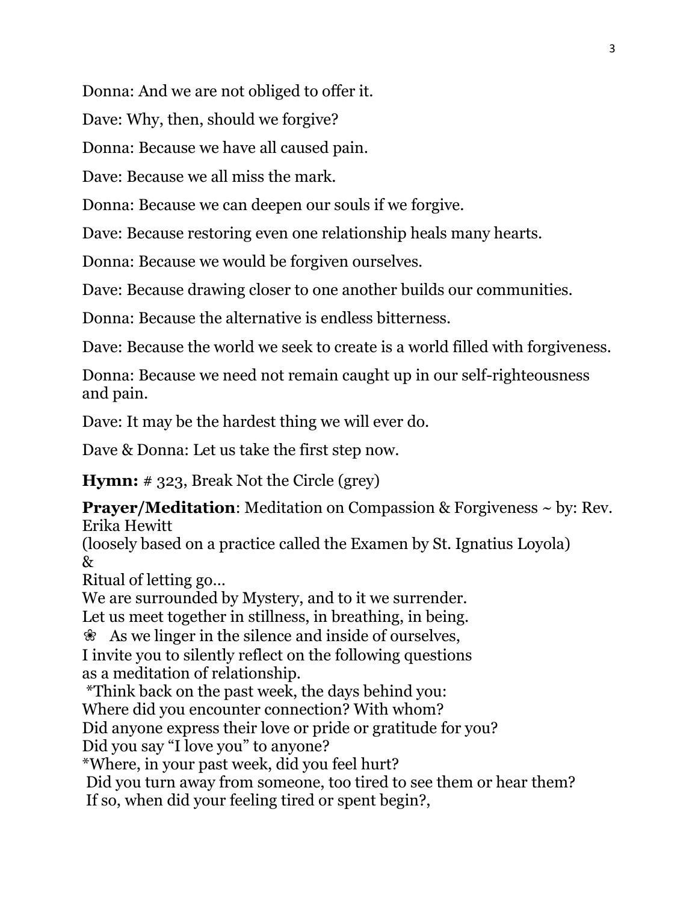Donna: And we are not obliged to offer it.

Dave: Why, then, should we forgive?

Donna: Because we have all caused pain.

Dave: Because we all miss the mark.

Donna: Because we can deepen our souls if we forgive.

Dave: Because restoring even one relationship heals many hearts.

Donna: Because we would be forgiven ourselves.

Dave: Because drawing closer to one another builds our communities.

Donna: Because the alternative is endless bitterness.

Dave: Because the world we seek to create is a world filled with forgiveness.

Donna: Because we need not remain caught up in our self-righteousness and pain.

Dave: It may be the hardest thing we will ever do.

Dave & Donna: Let us take the first step now.

**Hymn:** # 323, Break Not the Circle (grey)

**Prayer/Meditation**: Meditation on Compassion & Forgiveness ~ by: Rev. Erika Hewitt
(loosely based on a practice called the Examen by St. Ignatius Loyola)
&
Ritual of letting go…
We are surrounded by Mystery, and to it we surrender.
Let us meet together in stillness, in breathing, in being.
❀ As we linger in the silence and inside of ourselves,
I invite you to silently reflect on the following questions
as a meditation of relationship.
*Think back on the past week, the days behind you:
Where did you encounter connection? With whom?
Did anyone express their love or pride or gratitude for you?
Did you say "I love you" to anyone?
*Where, in your past week, did you feel hurt?
Did you turn away from someone, too tired to see them or hear them?
If so, when did your feeling tired or spent begin?,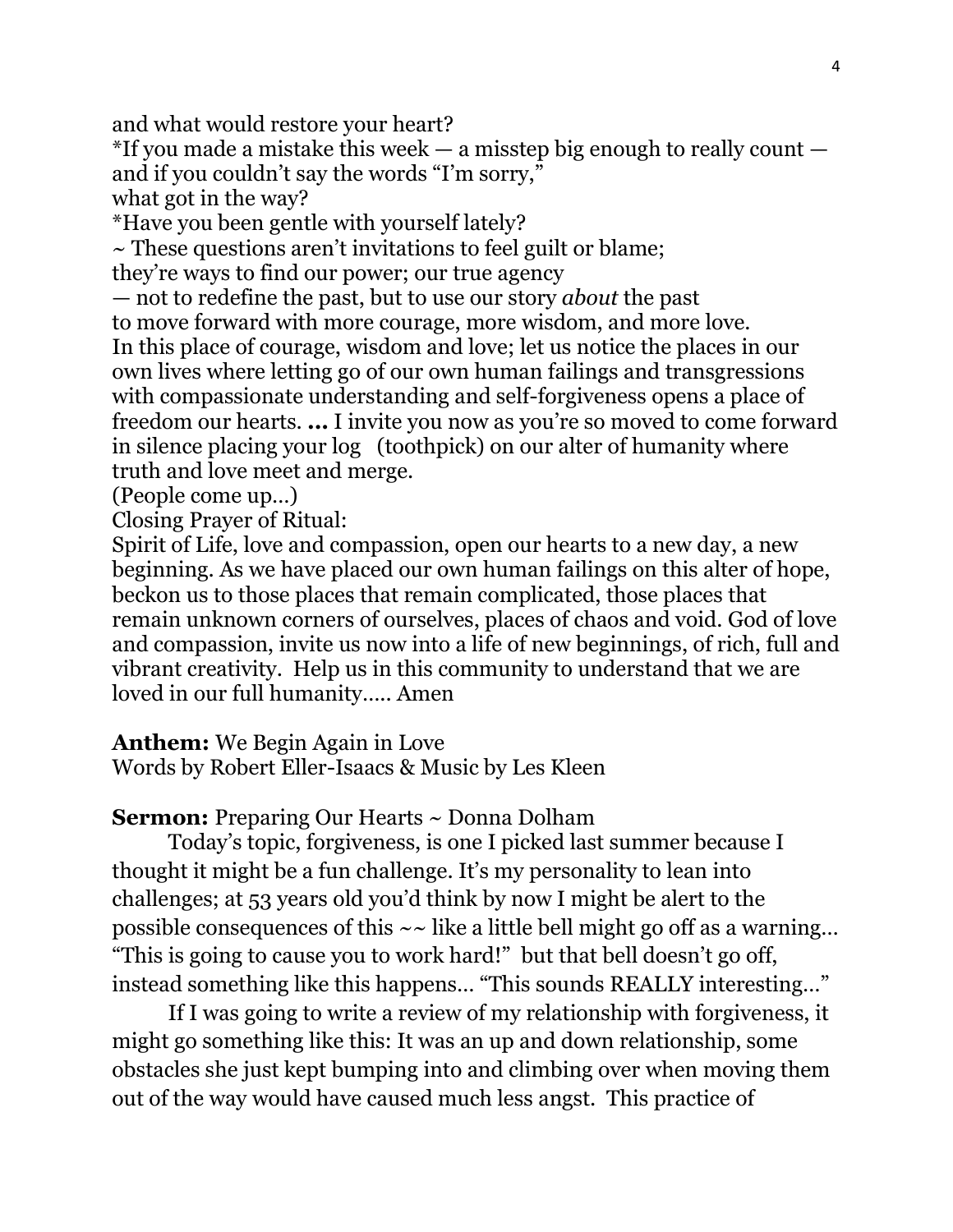and what would restore your heart?
*If you made a mistake this week — a misstep big enough to really count — and if you couldn't say the words "I'm sorry," what got in the way?
*Have you been gentle with yourself lately?
~ These questions aren't invitations to feel guilt or blame; they're ways to find our power; our true agency — not to redefine the past, but to use our story *about* the past to move forward with more courage, more wisdom, and more love.
In this place of courage, wisdom and love; let us notice the places in our own lives where letting go of our own human failings and transgressions with compassionate understanding and self-forgiveness opens a place of freedom our hearts. **…** I invite you now as you're so moved to come forward in silence placing your log (toothpick) on our alter of humanity where truth and love meet and merge.
(People come up…)
Closing Prayer of Ritual:
Spirit of Life, love and compassion, open our hearts to a new day, a new beginning. As we have placed our own human failings on this alter of hope, beckon us to those places that remain complicated, those places that remain unknown corners of ourselves, places of chaos and void. God of love and compassion, invite us now into a life of new beginnings, of rich, full and vibrant creativity. Help us in this community to understand that we are loved in our full humanity….. Amen

**Anthem:** We Begin Again in Love
Words by Robert Eller-Isaacs & Music by Les Kleen

**Sermon:** Preparing Our Hearts ~ Donna Dolham

Today's topic, forgiveness, is one I picked last summer because I thought it might be a fun challenge. It's my personality to lean into challenges; at 53 years old you'd think by now I might be alert to the possible consequences of this ~~ like a little bell might go off as a warning… "This is going to cause you to work hard!" but that bell doesn't go off, instead something like this happens… "This sounds REALLY interesting…"

If I was going to write a review of my relationship with forgiveness, it might go something like this: It was an up and down relationship, some obstacles she just kept bumping into and climbing over when moving them out of the way would have caused much less angst. This practice of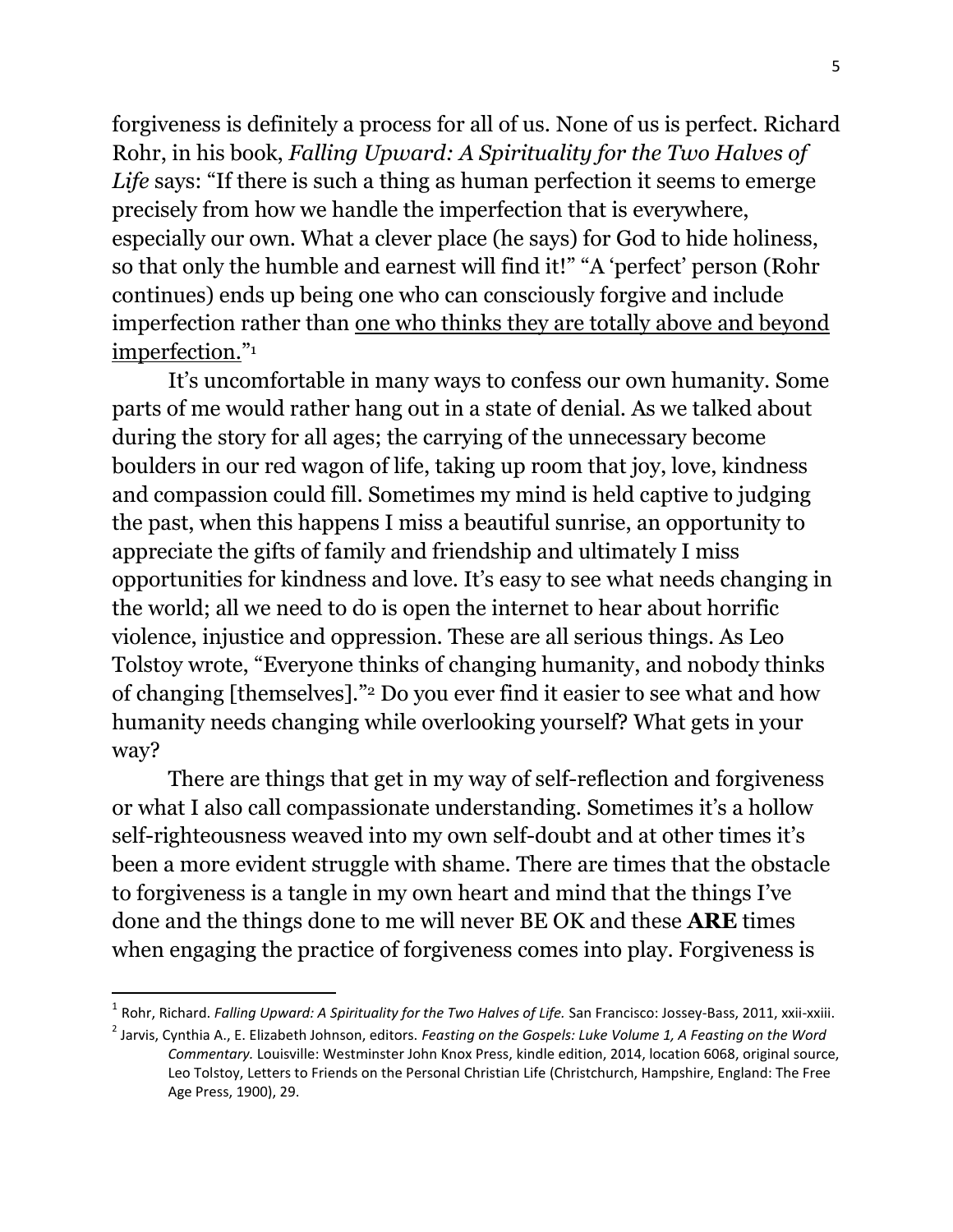forgiveness is definitely a process for all of us. None of us is perfect. Richard Rohr, in his book, *Falling Upward: A Spirituality for the Two Halves of Life* says: "If there is such a thing as human perfection it seems to emerge precisely from how we handle the imperfection that is everywhere, especially our own. What a clever place (he says) for God to hide holiness, so that only the humble and earnest will find it!" "A 'perfect' person (Rohr continues) ends up being one who can consciously forgive and include imperfection rather than <u>one who thinks they are totally above and beyond imperfection.</u>"[1]

It's uncomfortable in many ways to confess our own humanity. Some parts of me would rather hang out in a state of denial. As we talked about during the story for all ages; the carrying of the unnecessary become boulders in our red wagon of life, taking up room that joy, love, kindness and compassion could fill. Sometimes my mind is held captive to judging the past, when this happens I miss a beautiful sunrise, an opportunity to appreciate the gifts of family and friendship and ultimately I miss opportunities for kindness and love. It's easy to see what needs changing in the world; all we need to do is open the internet to hear about horrific violence, injustice and oppression. These are all serious things. As Leo Tolstoy wrote, "Everyone thinks of changing humanity, and nobody thinks of changing [themselves]."[2] Do you ever find it easier to see what and how humanity needs changing while overlooking yourself? What gets in your way?

There are things that get in my way of self-reflection and forgiveness or what I also call compassionate understanding. Sometimes it's a hollow self-righteousness weaved into my own self-doubt and at other times it's been a more evident struggle with shame. There are times that the obstacle to forgiveness is a tangle in my own heart and mind that the things I've done and the things done to me will never BE OK and these **ARE** times when engaging the practice of forgiveness comes into play. Forgiveness is

---

[1] Rohr, Richard. *Falling Upward: A Spirituality for the Two Halves of Life.* San Francisco: Jossey-Bass, 2011, xxii-xxiii.

[2] Jarvis, Cynthia A., E. Elizabeth Johnson, editors. *Feasting on the Gospels: Luke Volume 1, A Feasting on the Word Commentary.* Louisville: Westminster John Knox Press, kindle edition, 2014, location 6068, original source, Leo Tolstoy, Letters to Friends on the Personal Christian Life (Christchurch, Hampshire, England: The Free Age Press, 1900), 29.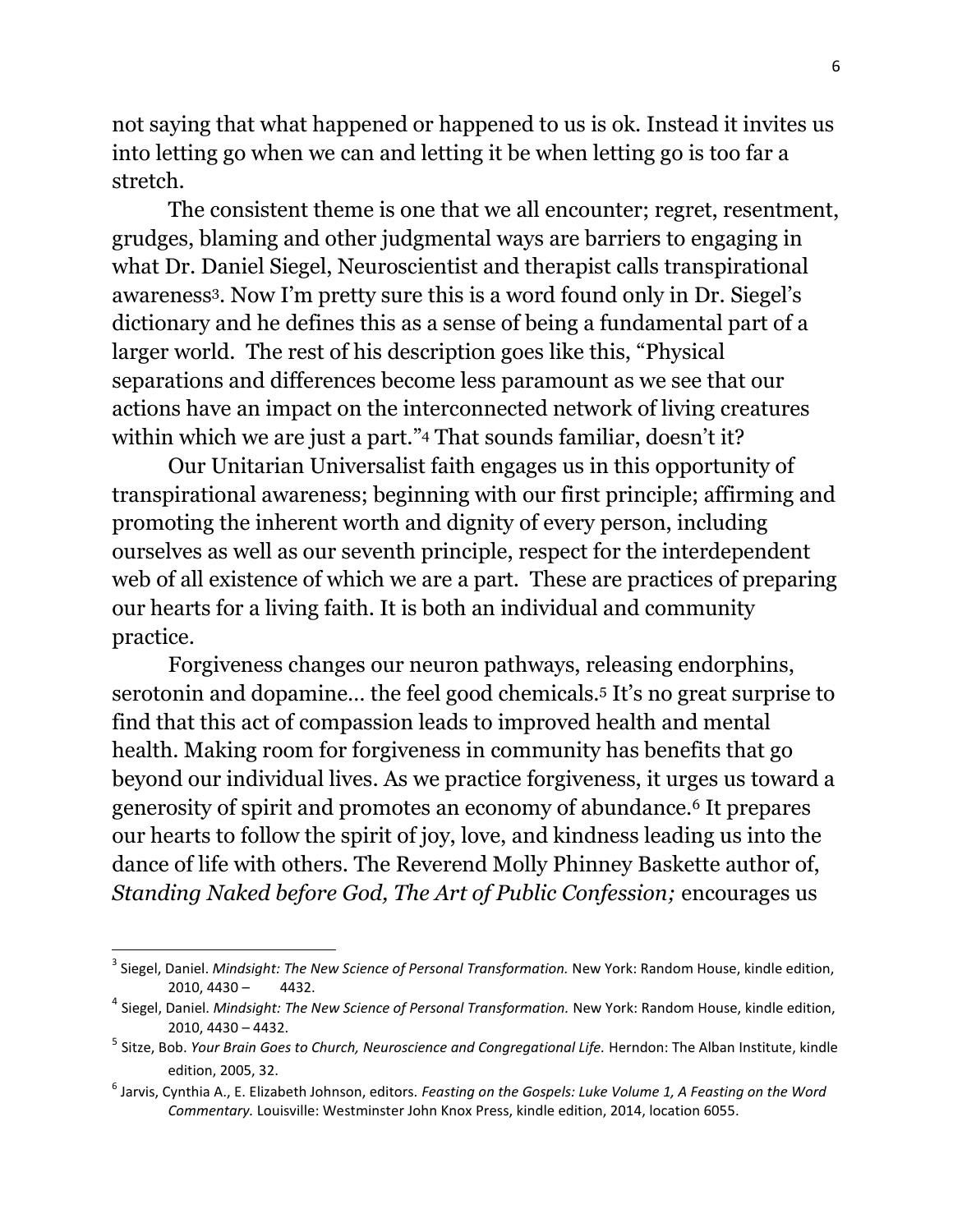not saying that what happened or happened to us is ok. Instead it invites us into letting go when we can and letting it be when letting go is too far a stretch.

The consistent theme is one that we all encounter; regret, resentment, grudges, blaming and other judgmental ways are barriers to engaging in what Dr. Daniel Siegel, Neuroscientist and therapist calls transpirational awareness[3]. Now I'm pretty sure this is a word found only in Dr. Siegel's dictionary and he defines this as a sense of being a fundamental part of a larger world. The rest of his description goes like this, "Physical separations and differences become less paramount as we see that our actions have an impact on the interconnected network of living creatures within which we are just a part."[4] That sounds familiar, doesn't it?

Our Unitarian Universalist faith engages us in this opportunity of transpirational awareness; beginning with our first principle; affirming and promoting the inherent worth and dignity of every person, including ourselves as well as our seventh principle, respect for the interdependent web of all existence of which we are a part. These are practices of preparing our hearts for a living faith. It is both an individual and community practice.

Forgiveness changes our neuron pathways, releasing endorphins, serotonin and dopamine… the feel good chemicals.[5] It's no great surprise to find that this act of compassion leads to improved health and mental health. Making room for forgiveness in community has benefits that go beyond our individual lives. As we practice forgiveness, it urges us toward a generosity of spirit and promotes an economy of abundance.[6] It prepares our hearts to follow the spirit of joy, love, and kindness leading us into the dance of life with others. The Reverend Molly Phinney Baskette author of, *Standing Naked before God, The Art of Public Confession;* encourages us

---

[3] Siegel, Daniel. *Mindsight: The New Science of Personal Transformation.* New York: Random House, kindle edition, 2010, 4430 – 4432.

[4] Siegel, Daniel. *Mindsight: The New Science of Personal Transformation.* New York: Random House, kindle edition, 2010, 4430 – 4432.

[5] Sitze, Bob. *Your Brain Goes to Church, Neuroscience and Congregational Life.* Herndon: The Alban Institute, kindle edition, 2005, 32.

[6] Jarvis, Cynthia A., E. Elizabeth Johnson, editors. *Feasting on the Gospels: Luke Volume 1, A Feasting on the Word Commentary.* Louisville: Westminster John Knox Press, kindle edition, 2014, location 6055.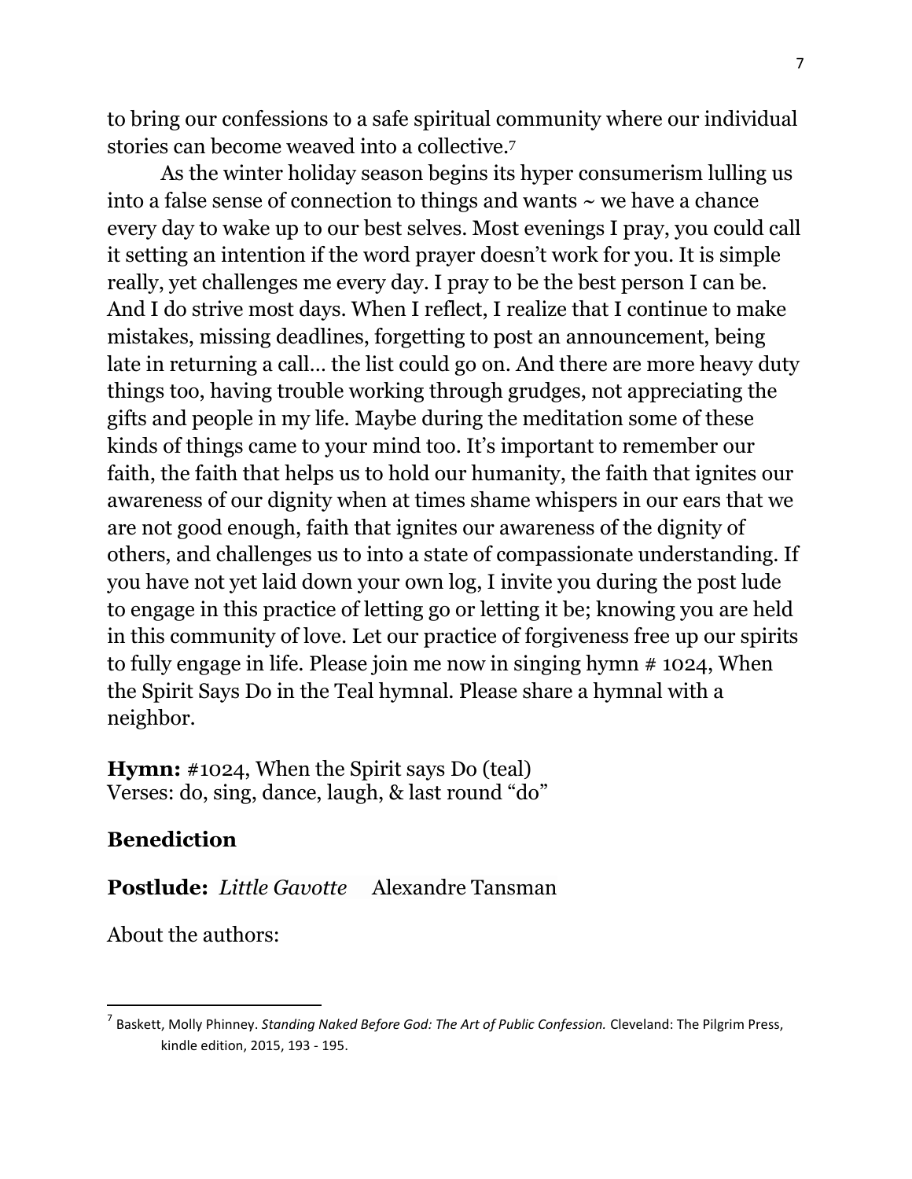to bring our confessions to a safe spiritual community where our individual stories can become weaved into a collective.[7]

As the winter holiday season begins its hyper consumerism lulling us into a false sense of connection to things and wants ~ we have a chance every day to wake up to our best selves. Most evenings I pray, you could call it setting an intention if the word prayer doesn't work for you. It is simple really, yet challenges me every day. I pray to be the best person I can be. And I do strive most days. When I reflect, I realize that I continue to make mistakes, missing deadlines, forgetting to post an announcement, being late in returning a call… the list could go on. And there are more heavy duty things too, having trouble working through grudges, not appreciating the gifts and people in my life. Maybe during the meditation some of these kinds of things came to your mind too. It's important to remember our faith, the faith that helps us to hold our humanity, the faith that ignites our awareness of our dignity when at times shame whispers in our ears that we are not good enough, faith that ignites our awareness of the dignity of others, and challenges us to into a state of compassionate understanding. If you have not yet laid down your own log, I invite you during the post lude to engage in this practice of letting go or letting it be; knowing you are held in this community of love. Let our practice of forgiveness free up our spirits to fully engage in life. Please join me now in singing hymn # 1024, When the Spirit Says Do in the Teal hymnal. Please share a hymnal with a neighbor.

**Hymn:** #1024, When the Spirit says Do (teal)
Verses: do, sing, dance, laugh, & last round "do"

**Benediction**

**Postlude:** *Little Gavotte* Alexandre Tansman

About the authors:

---

[7] Baskett, Molly Phinney. *Standing Naked Before God: The Art of Public Confession.* Cleveland: The Pilgrim Press, kindle edition, 2015, 193 - 195.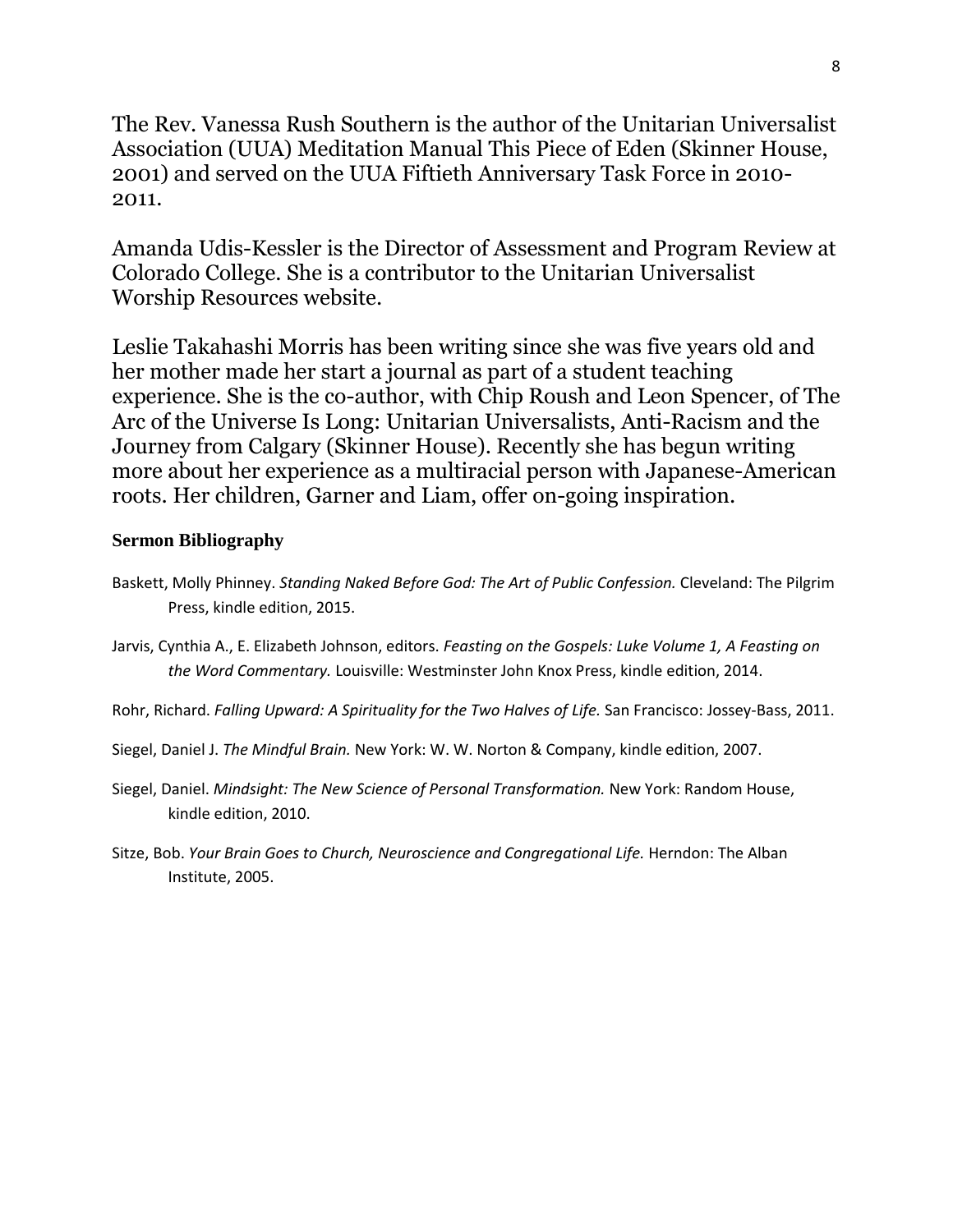The Rev. Vanessa Rush Southern is the author of the Unitarian Universalist Association (UUA) Meditation Manual This Piece of Eden (Skinner House, 2001) and served on the UUA Fiftieth Anniversary Task Force in 2010-2011.

Amanda Udis-Kessler is the Director of Assessment and Program Review at Colorado College. She is a contributor to the Unitarian Universalist Worship Resources website.

Leslie Takahashi Morris has been writing since she was five years old and her mother made her start a journal as part of a student teaching experience. She is the co-author, with Chip Roush and Leon Spencer, of The Arc of the Universe Is Long: Unitarian Universalists, Anti-Racism and the Journey from Calgary (Skinner House). Recently she has begun writing more about her experience as a multiracial person with Japanese-American roots. Her children, Garner and Liam, offer on-going inspiration.

**Sermon Bibliography**

Baskett, Molly Phinney. *Standing Naked Before God: The Art of Public Confession.* Cleveland: The Pilgrim Press, kindle edition, 2015.

Jarvis, Cynthia A., E. Elizabeth Johnson, editors. *Feasting on the Gospels: Luke Volume 1, A Feasting on the Word Commentary.* Louisville: Westminster John Knox Press, kindle edition, 2014.

Rohr, Richard. *Falling Upward: A Spirituality for the Two Halves of Life.* San Francisco: Jossey-Bass, 2011.

Siegel, Daniel J. *The Mindful Brain.* New York: W. W. Norton & Company, kindle edition, 2007.

Siegel, Daniel. *Mindsight: The New Science of Personal Transformation.* New York: Random House, kindle edition, 2010.

Sitze, Bob. *Your Brain Goes to Church, Neuroscience and Congregational Life.* Herndon: The Alban Institute, 2005.